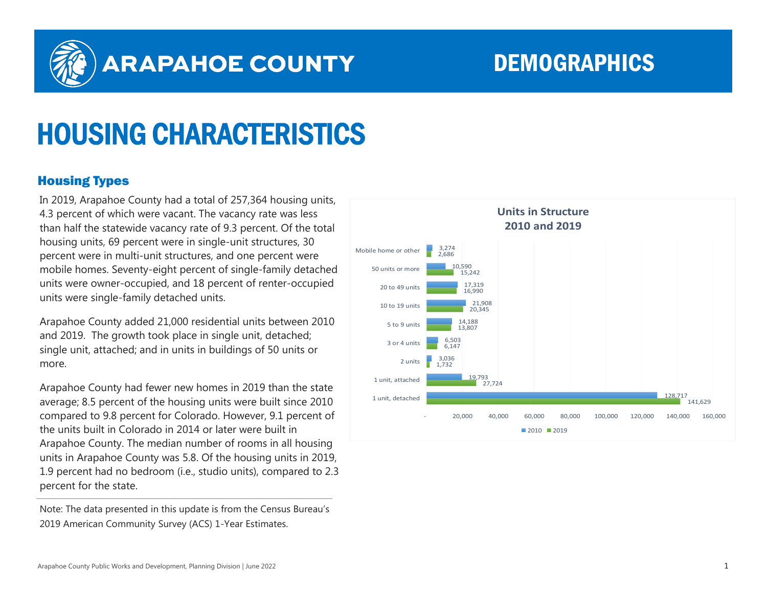# ARAPAHOE COUNTY DEMOGRAPHICS

# HOUSING CHARACTERISTICS

## Housing Types

In 2019, Arapahoe County had a total of 257,364 housing units, 4.3 percent of which were vacant. The vacancy rate was less than half the statewide vacancy rate of 9.3 percent. Of the total housing units, 69 percent were in single-unit structures, 30 percent were in multi-unit structures, and one percent were mobile homes. Seventy-eight percent of single-family detached units were owner-occupied, and 18 percent of renter-occupied units were single-family detached units.

Arapahoe County added 21,000 residential units between 2010 and 2019. The growth took place in single unit, detached; single unit, attached; and in units in buildings of 50 units or more.

Arapahoe County had fewer new homes in 2019 than the state average; 8.5 percent of the housing units were built since 2010 compared to 9.8 percent for Colorado. However, 9.1 percent of the units built in Colorado in 2014 or later were built in Arapahoe County. The median number of rooms in all housing units in Arapahoe County was 5.8. Of the housing units in 2019, 1.9 percent had no bedroom (i.e., studio units), compared to 2.3 percent for the state.

**Units in Structure 2010 and 2019**

| Units in Structure | 2010 | 2019 |
|---|---|---|
| Mobile home or other | 3,274 | 2,686 |
| 50 units or more | 10,590 | 15,242 |
| 20 to 49 units | 17,319 | 16,990 |
| 10 to 19 units | 21,908 | 20,345 |
| 5 to 9 units | 14,188 | 13,807 |
| 3 or 4 units | 6,503 | 6,147 |
| 2 units | 3,036 | 1,732 |
| 1 unit, attached | 19,793 | 27,724 |
| 1 unit, detached | 128,717 | 141,629 |

---

Note: The data presented in this update is from the Census Bureau's 2019 American Community Survey (ACS) 1-Year Estimates.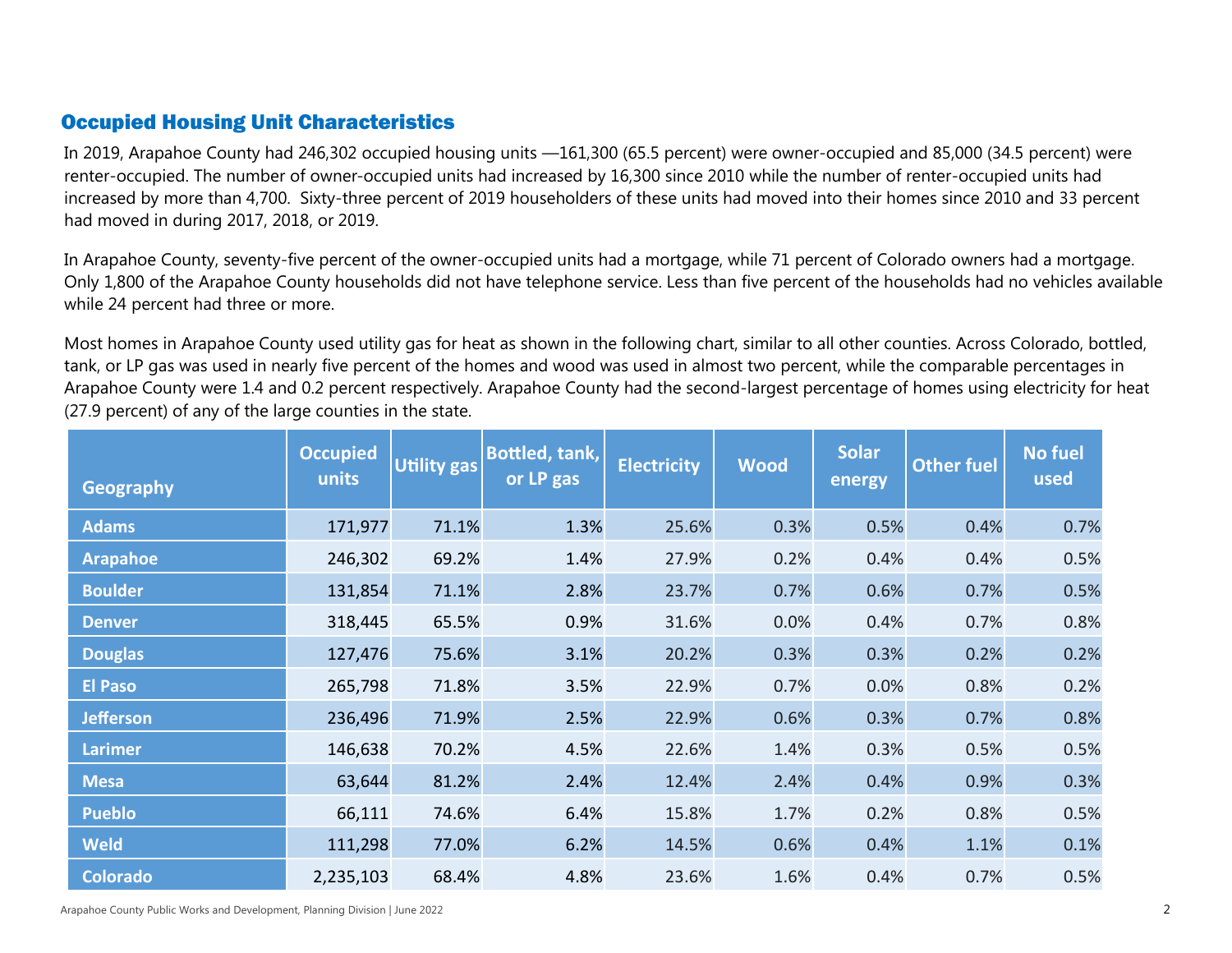## Occupied Housing Unit Characteristics

In 2019, Arapahoe County had 246,302 occupied housing units —161,300 (65.5 percent) were owner-occupied and 85,000 (34.5 percent) were renter-occupied. The number of owner-occupied units had increased by 16,300 since 2010 while the number of renter-occupied units had increased by more than 4,700. Sixty-three percent of 2019 householders of these units had moved into their homes since 2010 and 33 percent had moved in during 2017, 2018, or 2019.

In Arapahoe County, seventy-five percent of the owner-occupied units had a mortgage, while 71 percent of Colorado owners had a mortgage. Only 1,800 of the Arapahoe County households did not have telephone service. Less than five percent of the households had no vehicles available while 24 percent had three or more.

Most homes in Arapahoe County used utility gas for heat as shown in the following chart, similar to all other counties. Across Colorado, bottled, tank, or LP gas was used in nearly five percent of the homes and wood was used in almost two percent, while the comparable percentages in Arapahoe County were 1.4 and 0.2 percent respectively. Arapahoe County had the second-largest percentage of homes using electricity for heat (27.9 percent) of any of the large counties in the state.

| Geography | Occupied units | Utility gas | Bottled, tank, or LP gas | Electricity | Wood | Solar energy | Other fuel | No fuel used |
|---|---|---|---|---|---|---|---|---|
| **Adams** | 171,977 | 71.1% | 1.3% | 25.6% | 0.3% | 0.5% | 0.4% | 0.7% |
| **Arapahoe** | 246,302 | 69.2% | 1.4% | 27.9% | 0.2% | 0.4% | 0.4% | 0.5% |
| **Boulder** | 131,854 | 71.1% | 2.8% | 23.7% | 0.7% | 0.6% | 0.7% | 0.5% |
| **Denver** | 318,445 | 65.5% | 0.9% | 31.6% | 0.0% | 0.4% | 0.7% | 0.8% |
| **Douglas** | 127,476 | 75.6% | 3.1% | 20.2% | 0.3% | 0.3% | 0.2% | 0.2% |
| **El Paso** | 265,798 | 71.8% | 3.5% | 22.9% | 0.7% | 0.0% | 0.8% | 0.2% |
| **Jefferson** | 236,496 | 71.9% | 2.5% | 22.9% | 0.6% | 0.3% | 0.7% | 0.8% |
| **Larimer** | 146,638 | 70.2% | 4.5% | 22.6% | 1.4% | 0.3% | 0.5% | 0.5% |
| **Mesa** | 63,644 | 81.2% | 2.4% | 12.4% | 2.4% | 0.4% | 0.9% | 0.3% |
| **Pueblo** | 66,111 | 74.6% | 6.4% | 15.8% | 1.7% | 0.2% | 0.8% | 0.5% |
| **Weld** | 111,298 | 77.0% | 6.2% | 14.5% | 0.6% | 0.4% | 1.1% | 0.1% |
| **Colorado** | 2,235,103 | 68.4% | 4.8% | 23.6% | 1.6% | 0.4% | 0.7% | 0.5% |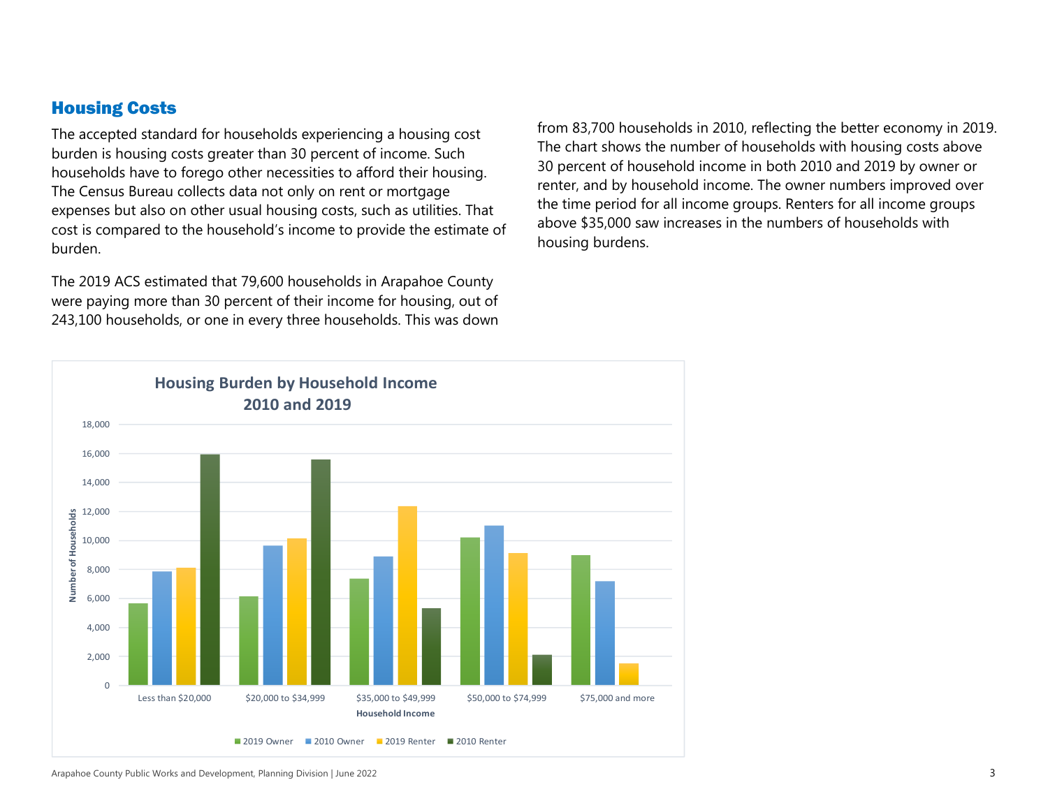## Housing Costs

The accepted standard for households experiencing a housing cost burden is housing costs greater than 30 percent of income. Such households have to forego other necessities to afford their housing. The Census Bureau collects data not only on rent or mortgage expenses but also on other usual housing costs, such as utilities. That cost is compared to the household's income to provide the estimate of burden.

The 2019 ACS estimated that 79,600 households in Arapahoe County were paying more than 30 percent of their income for housing, out of 243,100 households, or one in every three households. This was down from 83,700 households in 2010, reflecting the better economy in 2019. The chart shows the number of households with housing costs above 30 percent of household income in both 2010 and 2019 by owner or renter, and by household income. The owner numbers improved over the time period for all income groups. Renters for all income groups above $35,000 saw increases in the numbers of households with housing burdens.

Housing Burden by Household Income
2010 and 2019

Number of Households

18,000
16,000
14,000
12,000
10,000
8,000
6,000
4,000
2,000
0

Less than $20,000
$20,000 to $34,999
$35,000 to $49,999
$50,000 to $74,999
$75,000 and more

Household Income

2019 Owner
2010 Owner
2019 Renter
2010 Renter

Arapahoe County Public Works and Development, Planning Division | June 2022